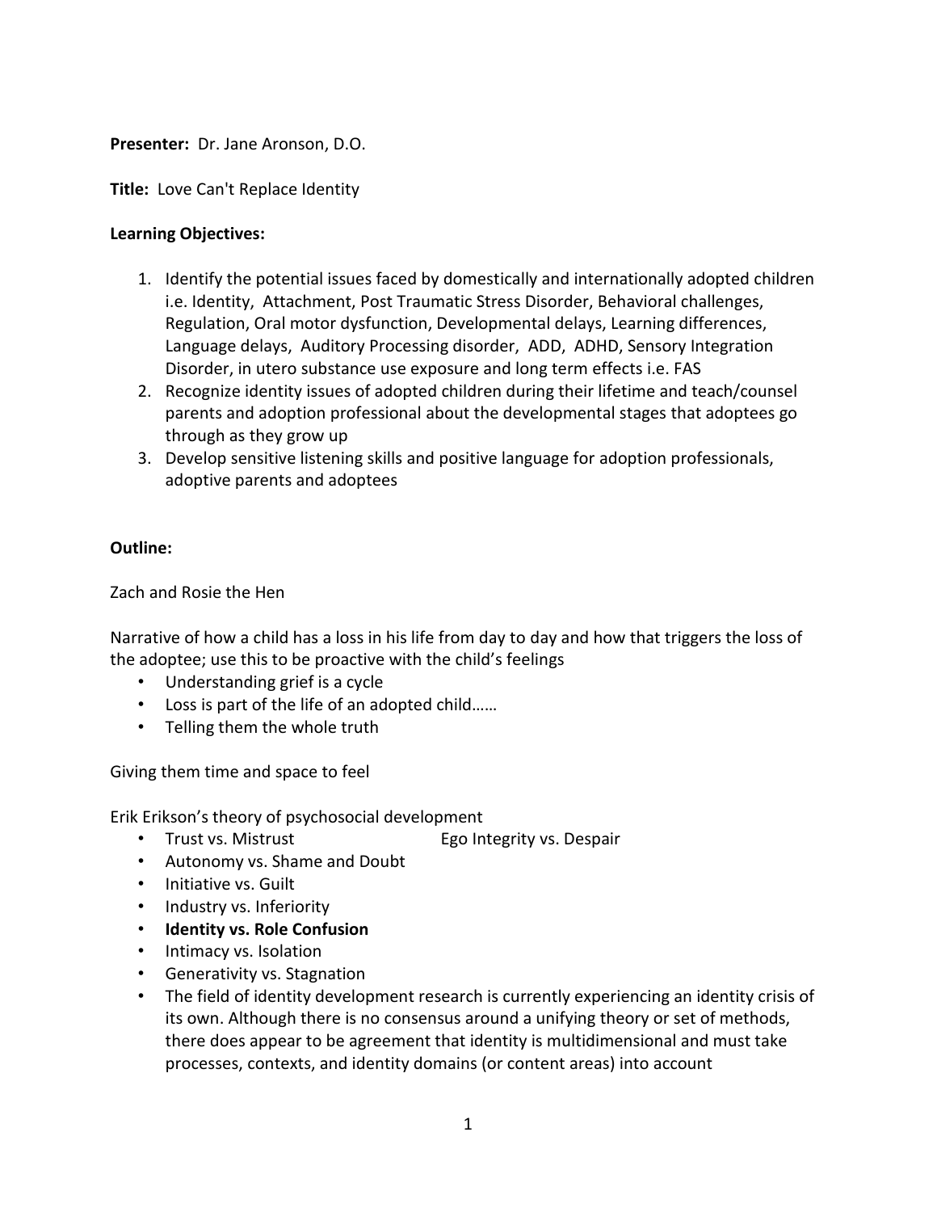**Presenter:** Dr. Jane Aronson, D.O.

**Title:** Love Can't Replace Identity

**Learning Objectives:**

1. Identify the potential issues faced by domestically and internationally adopted children i.e. Identity, Attachment, Post Traumatic Stress Disorder, Behavioral challenges, Regulation, Oral motor dysfunction, Developmental delays, Learning differences, Language delays, Auditory Processing disorder, ADD, ADHD, Sensory Integration Disorder, in utero substance use exposure and long term effects i.e. FAS
2. Recognize identity issues of adopted children during their lifetime and teach/counsel parents and adoption professional about the developmental stages that adoptees go through as they grow up
3. Develop sensitive listening skills and positive language for adoption professionals, adoptive parents and adoptees

**Outline:**

Zach and Rosie the Hen

Narrative of how a child has a loss in his life from day to day and how that triggers the loss of the adoptee; use this to be proactive with the child's feelings

- Understanding grief is a cycle
- Loss is part of the life of an adopted child……
- Telling them the whole truth

Giving them time and space to feel

Erik Erikson's theory of psychosocial development

- Trust vs. Mistrust
- Autonomy vs. Shame and Doubt
- Initiative vs. Guilt
- Industry vs. Inferiority
- **Identity vs. Role Confusion**
- Intimacy vs. Isolation
- Generativity vs. Stagnation
- Ego Integrity vs. Despair
- The field of identity development research is currently experiencing an identity crisis of its own. Although there is no consensus around a unifying theory or set of methods, there does appear to be agreement that identity is multidimensional and must take processes, contexts, and identity domains (or content areas) into account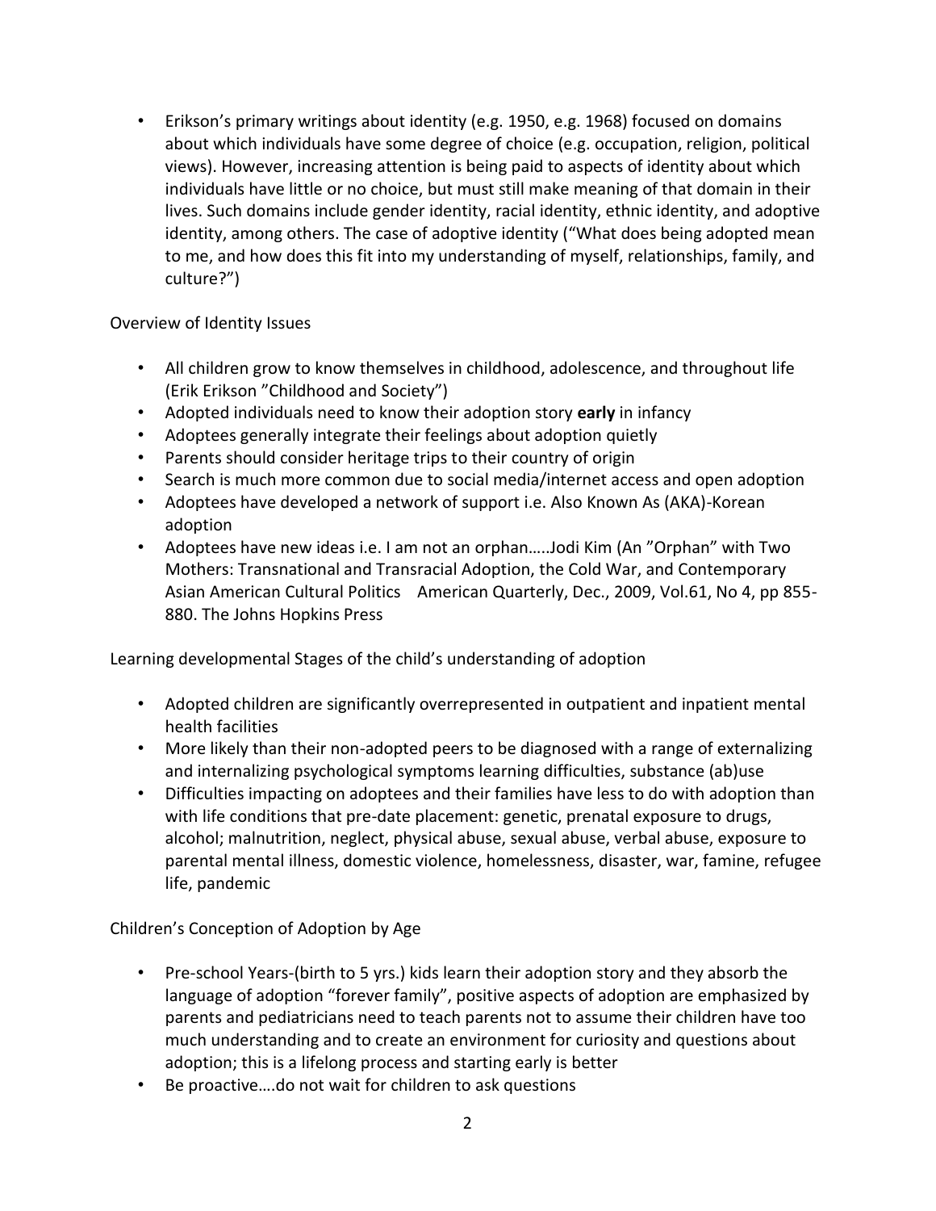- Erikson's primary writings about identity (e.g. 1950, e.g. 1968) focused on domains about which individuals have some degree of choice (e.g. occupation, religion, political views). However, increasing attention is being paid to aspects of identity about which individuals have little or no choice, but must still make meaning of that domain in their lives. Such domains include gender identity, racial identity, ethnic identity, and adoptive identity, among others. The case of adoptive identity ("What does being adopted mean to me, and how does this fit into my understanding of myself, relationships, family, and culture?")

Overview of Identity Issues

- All children grow to know themselves in childhood, adolescence, and throughout life (Erik Erikson "Childhood and Society")
- Adopted individuals need to know their adoption story **early** in infancy
- Adoptees generally integrate their feelings about adoption quietly
- Parents should consider heritage trips to their country of origin
- Search is much more common due to social media/internet access and open adoption
- Adoptees have developed a network of support i.e. Also Known As (AKA)-Korean adoption
- Adoptees have new ideas i.e. I am not an orphan…..Jodi Kim (An "Orphan" with Two Mothers: Transnational and Transracial Adoption, the Cold War, and Contemporary Asian American Cultural Politics American Quarterly, Dec., 2009, Vol.61, No 4, pp 855-880. The Johns Hopkins Press

Learning developmental Stages of the child's understanding of adoption

- Adopted children are significantly overrepresented in outpatient and inpatient mental health facilities
- More likely than their non-adopted peers to be diagnosed with a range of externalizing and internalizing psychological symptoms learning difficulties, substance (ab)use
- Difficulties impacting on adoptees and their families have less to do with adoption than with life conditions that pre-date placement: genetic, prenatal exposure to drugs, alcohol; malnutrition, neglect, physical abuse, sexual abuse, verbal abuse, exposure to parental mental illness, domestic violence, homelessness, disaster, war, famine, refugee life, pandemic

Children's Conception of Adoption by Age

- Pre-school Years-(birth to 5 yrs.) kids learn their adoption story and they absorb the language of adoption "forever family", positive aspects of adoption are emphasized by parents and pediatricians need to teach parents not to assume their children have too much understanding and to create an environment for curiosity and questions about adoption; this is a lifelong process and starting early is better
- Be proactive….do not wait for children to ask questions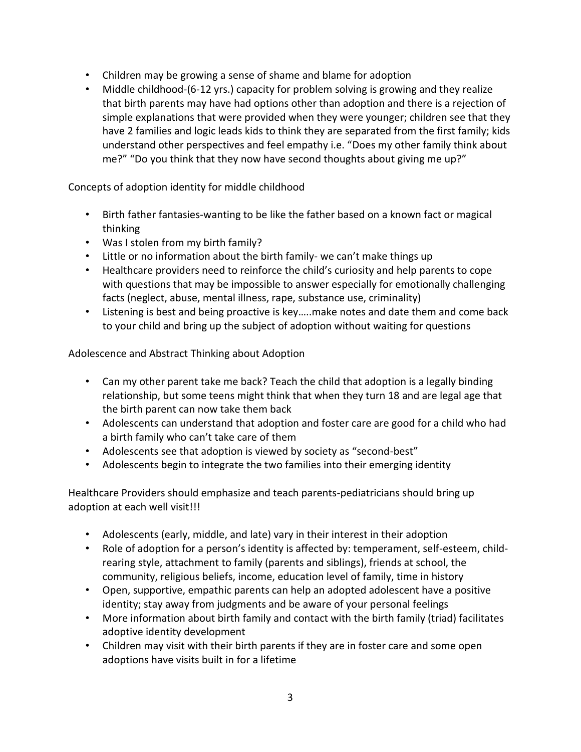- Children may be growing a sense of shame and blame for adoption
- Middle childhood-(6-12 yrs.) capacity for problem solving is growing and they realize that birth parents may have had options other than adoption and there is a rejection of simple explanations that were provided when they were younger; children see that they have 2 families and logic leads kids to think they are separated from the first family; kids understand other perspectives and feel empathy i.e. "Does my other family think about me?" "Do you think that they now have second thoughts about giving me up?"

Concepts of adoption identity for middle childhood

- Birth father fantasies-wanting to be like the father based on a known fact or magical thinking
- Was I stolen from my birth family?
- Little or no information about the birth family- we can't make things up
- Healthcare providers need to reinforce the child's curiosity and help parents to cope with questions that may be impossible to answer especially for emotionally challenging facts (neglect, abuse, mental illness, rape, substance use, criminality)
- Listening is best and being proactive is key…..make notes and date them and come back to your child and bring up the subject of adoption without waiting for questions

Adolescence and Abstract Thinking about Adoption

- Can my other parent take me back? Teach the child that adoption is a legally binding relationship, but some teens might think that when they turn 18 and are legal age that the birth parent can now take them back
- Adolescents can understand that adoption and foster care are good for a child who had a birth family who can't take care of them
- Adolescents see that adoption is viewed by society as "second-best"
- Adolescents begin to integrate the two families into their emerging identity

Healthcare Providers should emphasize and teach parents-pediatricians should bring up adoption at each well visit!!!

- Adolescents (early, middle, and late) vary in their interest in their adoption
- Role of adoption for a person's identity is affected by: temperament, self-esteem, child-rearing style, attachment to family (parents and siblings), friends at school, the community, religious beliefs, income, education level of family, time in history
- Open, supportive, empathic parents can help an adopted adolescent have a positive identity; stay away from judgments and be aware of your personal feelings
- More information about birth family and contact with the birth family (triad) facilitates adoptive identity development
- Children may visit with their birth parents if they are in foster care and some open adoptions have visits built in for a lifetime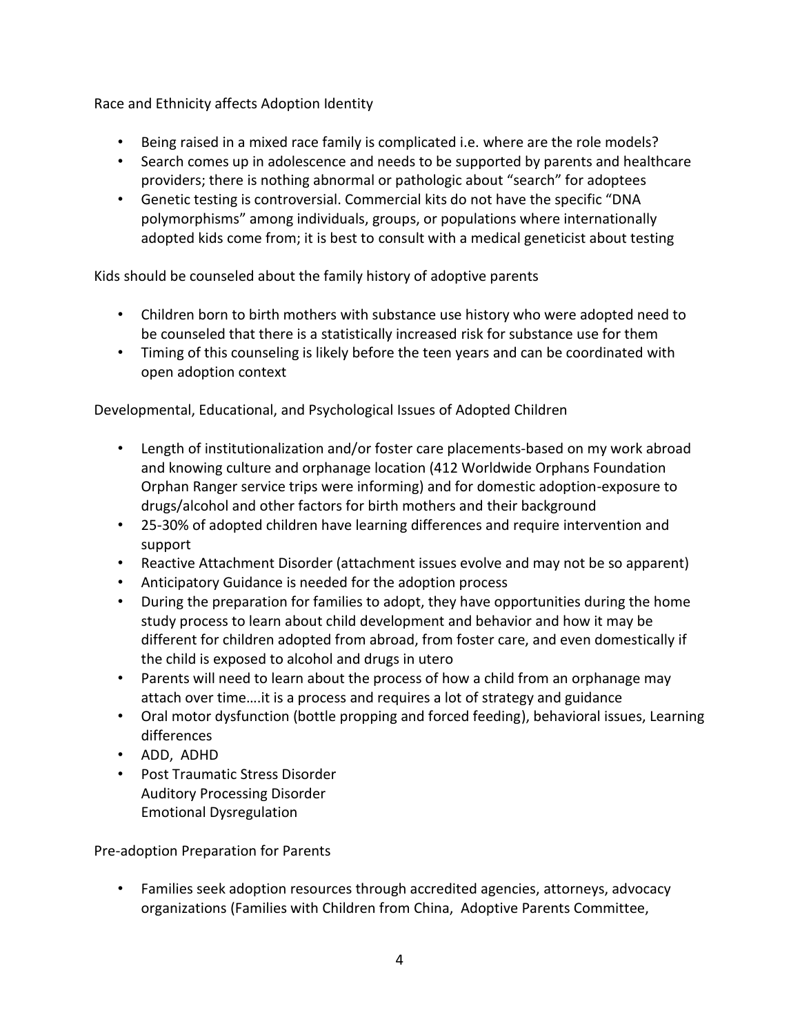Race and Ethnicity affects Adoption Identity

- Being raised in a mixed race family is complicated i.e. where are the role models?
- Search comes up in adolescence and needs to be supported by parents and healthcare providers; there is nothing abnormal or pathologic about "search" for adoptees
- Genetic testing is controversial. Commercial kits do not have the specific "DNA polymorphisms" among individuals, groups, or populations where internationally adopted kids come from; it is best to consult with a medical geneticist about testing

Kids should be counseled about the family history of adoptive parents

- Children born to birth mothers with substance use history who were adopted need to be counseled that there is a statistically increased risk for substance use for them
- Timing of this counseling is likely before the teen years and can be coordinated with open adoption context

Developmental, Educational, and Psychological Issues of Adopted Children

- Length of institutionalization and/or foster care placements-based on my work abroad and knowing culture and orphanage location (412 Worldwide Orphans Foundation Orphan Ranger service trips were informing) and for domestic adoption-exposure to drugs/alcohol and other factors for birth mothers and their background
- 25-30% of adopted children have learning differences and require intervention and support
- Reactive Attachment Disorder (attachment issues evolve and may not be so apparent)
- Anticipatory Guidance is needed for the adoption process
- During the preparation for families to adopt, they have opportunities during the home study process to learn about child development and behavior and how it may be different for children adopted from abroad, from foster care, and even domestically if the child is exposed to alcohol and drugs in utero
- Parents will need to learn about the process of how a child from an orphanage may attach over time….it is a process and requires a lot of strategy and guidance
- Oral motor dysfunction (bottle propping and forced feeding), behavioral issues, Learning differences
- ADD, ADHD
- Post Traumatic Stress Disorder
  Auditory Processing Disorder
  Emotional Dysregulation

Pre-adoption Preparation for Parents

- Families seek adoption resources through accredited agencies, attorneys, advocacy organizations (Families with Children from China, Adoptive Parents Committee,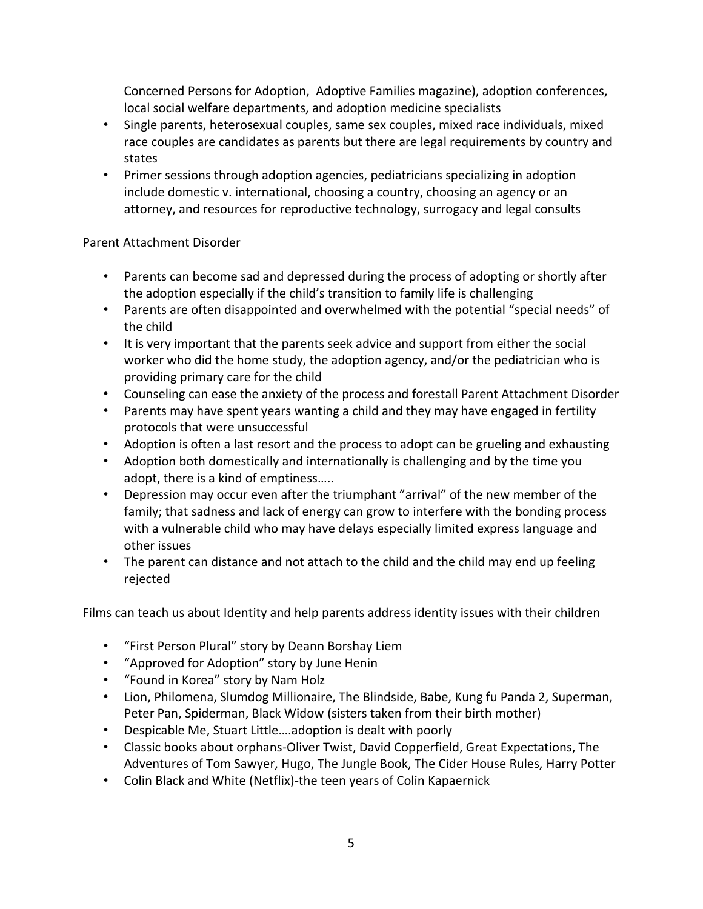Concerned Persons for Adoption, Adoptive Families magazine), adoption conferences, local social welfare departments, and adoption medicine specialists

- Single parents, heterosexual couples, same sex couples, mixed race individuals, mixed race couples are candidates as parents but there are legal requirements by country and states
- Primer sessions through adoption agencies, pediatricians specializing in adoption include domestic v. international, choosing a country, choosing an agency or an attorney, and resources for reproductive technology, surrogacy and legal consults

Parent Attachment Disorder

- Parents can become sad and depressed during the process of adopting or shortly after the adoption especially if the child's transition to family life is challenging
- Parents are often disappointed and overwhelmed with the potential "special needs" of the child
- It is very important that the parents seek advice and support from either the social worker who did the home study, the adoption agency, and/or the pediatrician who is providing primary care for the child
- Counseling can ease the anxiety of the process and forestall Parent Attachment Disorder
- Parents may have spent years wanting a child and they may have engaged in fertility protocols that were unsuccessful
- Adoption is often a last resort and the process to adopt can be grueling and exhausting
- Adoption both domestically and internationally is challenging and by the time you adopt, there is a kind of emptiness…..
- Depression may occur even after the triumphant "arrival" of the new member of the family; that sadness and lack of energy can grow to interfere with the bonding process with a vulnerable child who may have delays especially limited express language and other issues
- The parent can distance and not attach to the child and the child may end up feeling rejected

Films can teach us about Identity and help parents address identity issues with their children

- "First Person Plural" story by Deann Borshay Liem
- "Approved for Adoption" story by June Henin
- "Found in Korea" story by Nam Holz
- Lion, Philomena, Slumdog Millionaire, The Blindside, Babe, Kung fu Panda 2, Superman, Peter Pan, Spiderman, Black Widow (sisters taken from their birth mother)
- Despicable Me, Stuart Little….adoption is dealt with poorly
- Classic books about orphans-Oliver Twist, David Copperfield, Great Expectations, The Adventures of Tom Sawyer, Hugo, The Jungle Book, The Cider House Rules, Harry Potter
- Colin Black and White (Netflix)-the teen years of Colin Kapaernick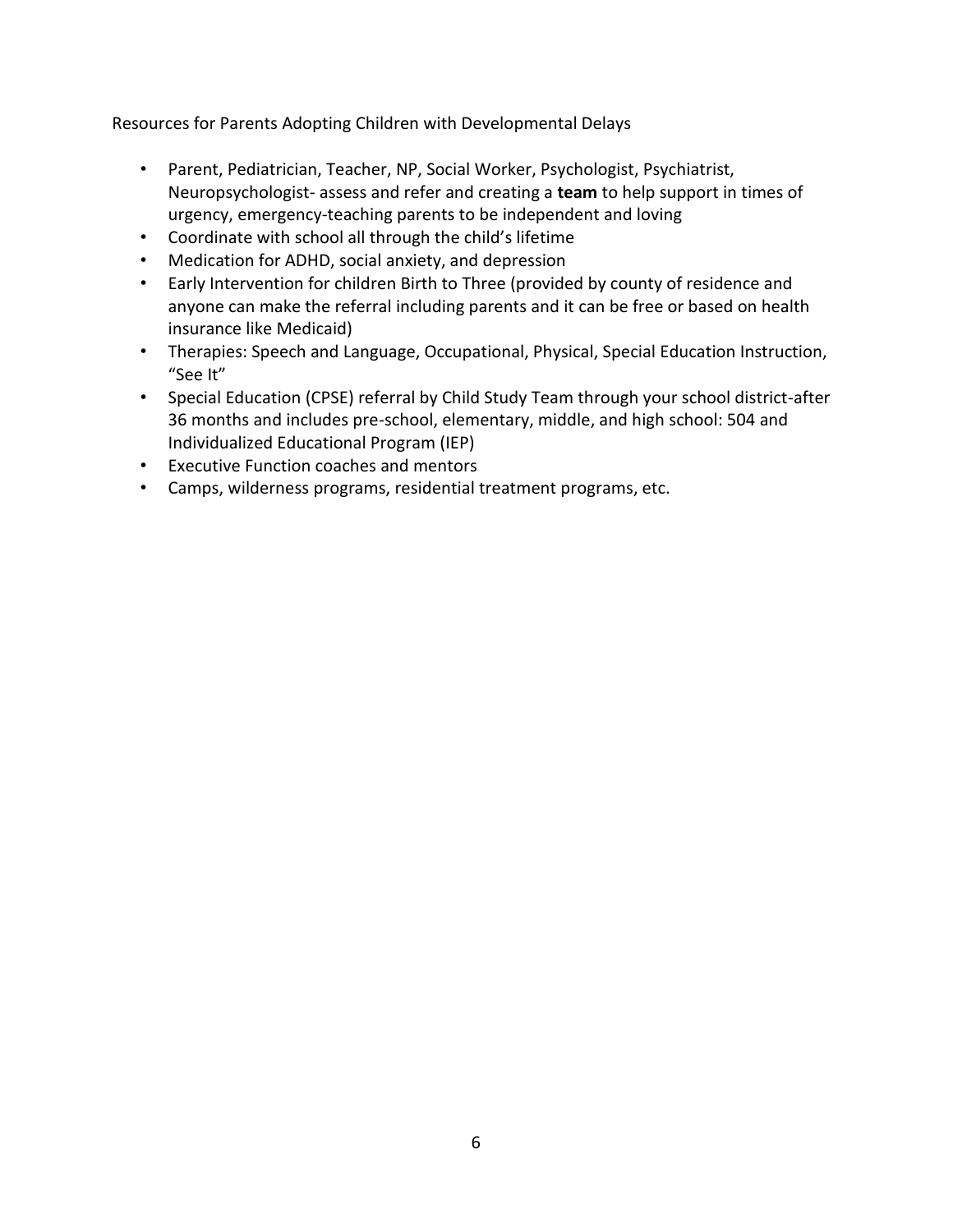Resources for Parents Adopting Children with Developmental Delays

- Parent, Pediatrician, Teacher, NP, Social Worker, Psychologist, Psychiatrist, Neuropsychologist- assess and refer and creating a **team** to help support in times of urgency, emergency-teaching parents to be independent and loving
- Coordinate with school all through the child's lifetime
- Medication for ADHD, social anxiety, and depression
- Early Intervention for children Birth to Three (provided by county of residence and anyone can make the referral including parents and it can be free or based on health insurance like Medicaid)
- Therapies: Speech and Language, Occupational, Physical, Special Education Instruction, "See It"
- Special Education (CPSE) referral by Child Study Team through your school district-after 36 months and includes pre-school, elementary, middle, and high school: 504 and Individualized Educational Program (IEP)
- Executive Function coaches and mentors
- Camps, wilderness programs, residential treatment programs, etc.